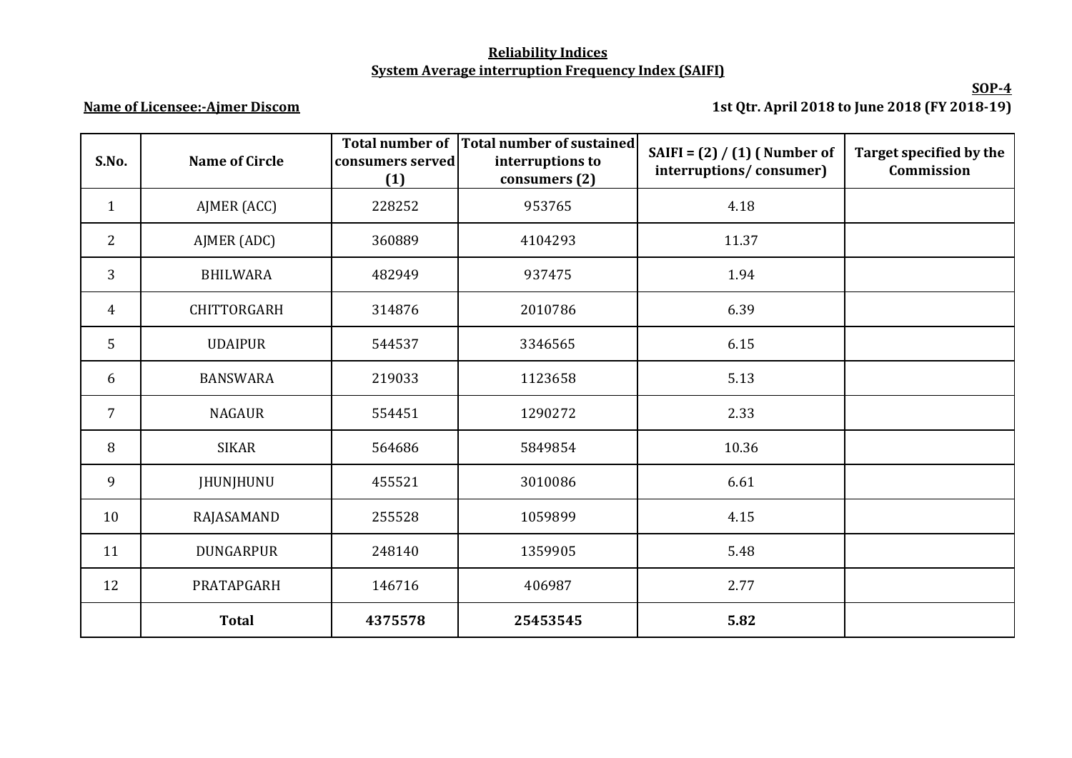**Reliability Indices**

**System Average interruption Frequency Index (SAIFI)**

**SOP-4**

**Name of Licensee:-Ajmer Discom**

**1st Qtr. April 2018 to June 2018 (FY 2018-19)**

| S.No. | Name of Circle | Total number of consumers served (1) | Total number of sustained interruptions to consumers (2) | SAIFI = (2) / (1) ( Number of interruptions/ consumer) | Target specified by the Commission |
|---|---|---|---|---|---|
| 1 | AJMER (ACC) | 228252 | 953765 | 4.18 | |
| 2 | AJMER (ADC) | 360889 | 4104293 | 11.37 | |
| 3 | BHILWARA | 482949 | 937475 | 1.94 | |
| 4 | CHITTORGARH | 314876 | 2010786 | 6.39 | |
| 5 | UDAIPUR | 544537 | 3346565 | 6.15 | |
| 6 | BANSWARA | 219033 | 1123658 | 5.13 | |
| 7 | NAGAUR | 554451 | 1290272 | 2.33 | |
| 8 | SIKAR | 564686 | 5849854 | 10.36 | |
| 9 | JHUNJHUNU | 455521 | 3010086 | 6.61 | |
| 10 | RAJASAMAND | 255528 | 1059899 | 4.15 | |
| 11 | DUNGARPUR | 248140 | 1359905 | 5.48 | |
| 12 | PRATAPGARH | 146716 | 406987 | 2.77 | |
| | **Total** | **4375578** | **25453545** | **5.82** | |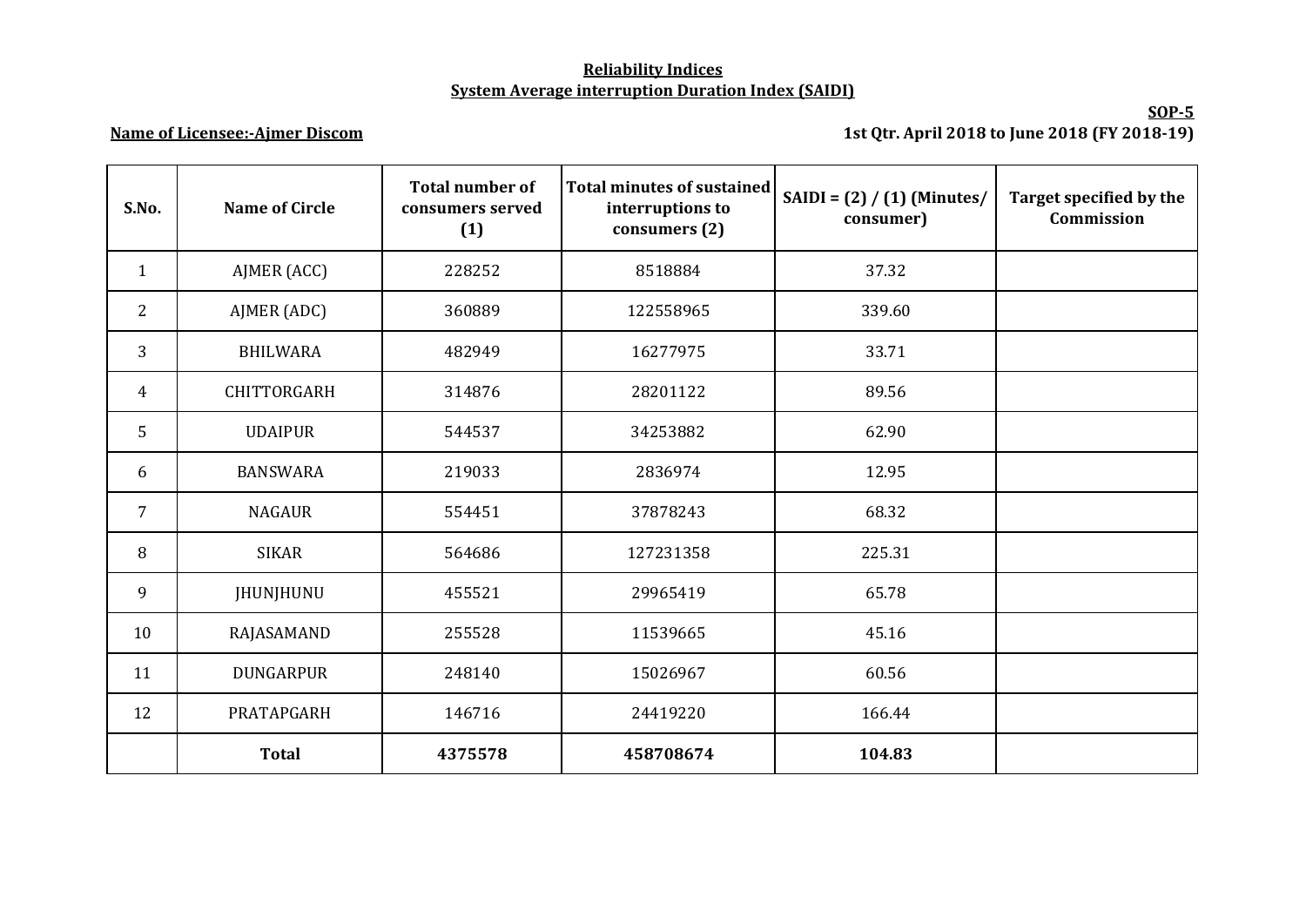**Reliability Indices**

**System Average interruption Duration Index (SAIDI)**

**SOP-5**

**Name of Licensee:-Ajmer Discom**

**1st Qtr. April 2018 to June 2018 (FY 2018-19)**

| S.No. | Name of Circle | Total number of consumers served (1) | Total minutes of sustained interruptions to consumers (2) | SAIDI = (2) / (1) (Minutes/ consumer) | Target specified by the Commission |
|---|---|---|---|---|---|
| 1 | AJMER (ACC) | 228252 | 8518884 | 37.32 | |
| 2 | AJMER (ADC) | 360889 | 122558965 | 339.60 | |
| 3 | BHILWARA | 482949 | 16277975 | 33.71 | |
| 4 | CHITTORGARH | 314876 | 28201122 | 89.56 | |
| 5 | UDAIPUR | 544537 | 34253882 | 62.90 | |
| 6 | BANSWARA | 219033 | 2836974 | 12.95 | |
| 7 | NAGAUR | 554451 | 37878243 | 68.32 | |
| 8 | SIKAR | 564686 | 127231358 | 225.31 | |
| 9 | JHUNJHUNU | 455521 | 29965419 | 65.78 | |
| 10 | RAJASAMAND | 255528 | 11539665 | 45.16 | |
| 11 | DUNGARPUR | 248140 | 15026967 | 60.56 | |
| 12 | PRATAPGARH | 146716 | 24419220 | 166.44 | |
| | **Total** | **4375578** | **458708674** | **104.83** | |